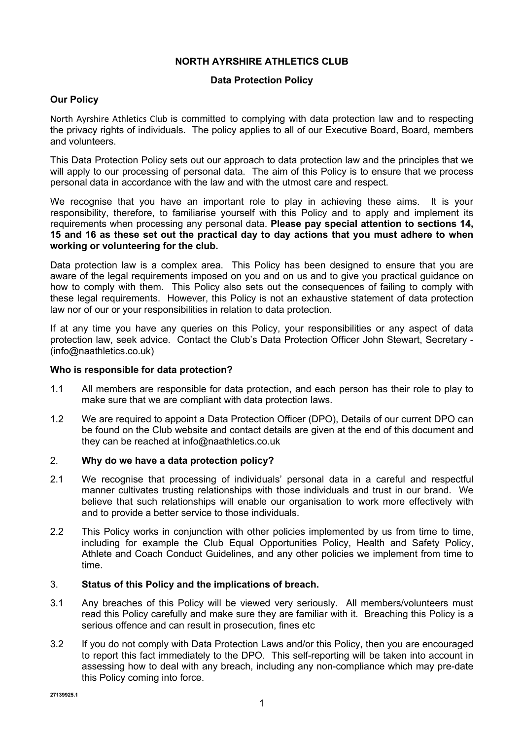# NORTH AYRSHIRE ATHLETICS CLUB

## Data Protection Policy

### Our Policy

North Ayrshire Athletics Club is committed to complying with data protection law and to respecting the privacy rights of individuals. The policy applies to all of our Executive Board, Board, members and volunteers.

This Data Protection Policy sets out our approach to data protection law and the principles that we will apply to our processing of personal data. The aim of this Policy is to ensure that we process personal data in accordance with the law and with the utmost care and respect.

We recognise that you have an important role to play in achieving these aims. It is your responsibility, therefore, to familiarise yourself with this Policy and to apply and implement its requirements when processing any personal data. **Please pay special attention to sections 14, 15 and 16 as these set out the practical day to day actions that you must adhere to when working or volunteering for the club.**

Data protection law is a complex area. This Policy has been designed to ensure that you are aware of the legal requirements imposed on you and on us and to give you practical guidance on how to comply with them. This Policy also sets out the consequences of failing to comply with these legal requirements. However, this Policy is not an exhaustive statement of data protection law nor of our or your responsibilities in relation to data protection.

If at any time you have any queries on this Policy, your responsibilities or any aspect of data protection law, seek advice. Contact the Club's Data Protection Officer John Stewart, Secretary - (info@naathletics.co.uk)

### Who is responsible for data protection?

1.1 All members are responsible for data protection, and each person has their role to play to make sure that we are compliant with data protection laws.

1.2 We are required to appoint a Data Protection Officer (DPO), Details of our current DPO can be found on the Club website and contact details are given at the end of this document and they can be reached at info@naathletics.co.uk

### 2. Why do we have a data protection policy?

2.1 We recognise that processing of individuals' personal data in a careful and respectful manner cultivates trusting relationships with those individuals and trust in our brand. We believe that such relationships will enable our organisation to work more effectively with and to provide a better service to those individuals.

2.2 This Policy works in conjunction with other policies implemented by us from time to time, including for example the Club Equal Opportunities Policy, Health and Safety Policy, Athlete and Coach Conduct Guidelines, and any other policies we implement from time to time.

### 3. Status of this Policy and the implications of breach.

3.1 Any breaches of this Policy will be viewed very seriously. All members/volunteers must read this Policy carefully and make sure they are familiar with it. Breaching this Policy is a serious offence and can result in prosecution, fines etc

3.2 If you do not comply with Data Protection Laws and/or this Policy, then you are encouraged to report this fact immediately to the DPO. This self-reporting will be taken into account in assessing how to deal with any breach, including any non-compliance which may pre-date this Policy coming into force.

27139925.1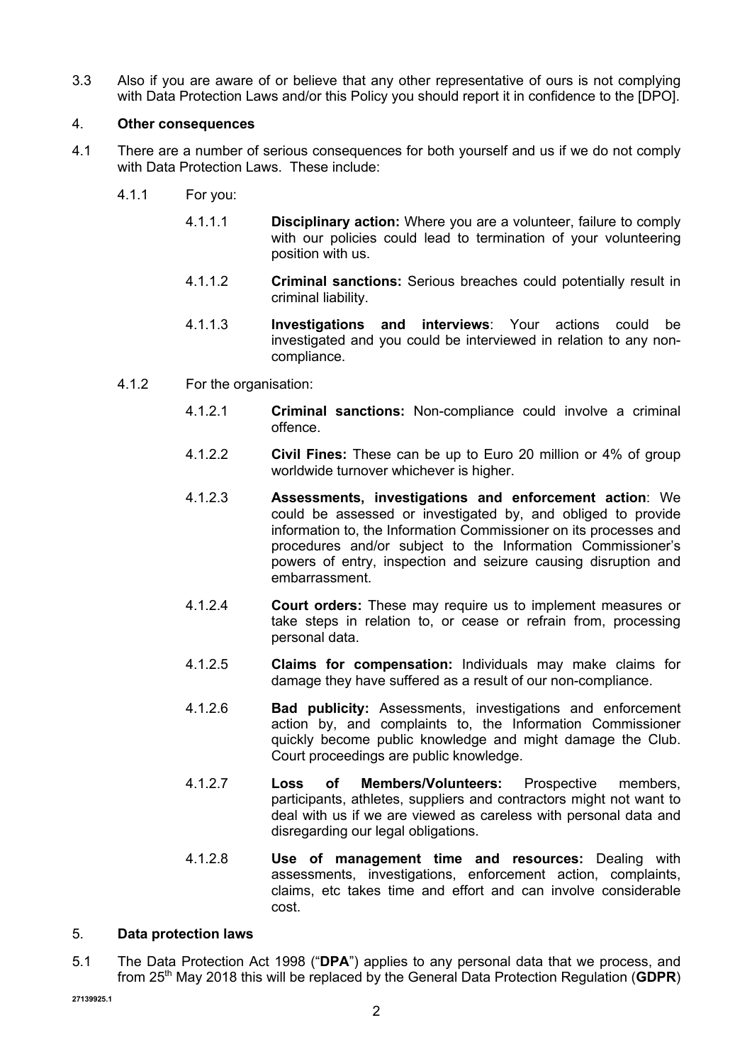3.3 Also if you are aware of or believe that any other representative of ours is not complying with Data Protection Laws and/or this Policy you should report it in confidence to the [DPO].

## 4. **Other consequences**

4.1 There are a number of serious consequences for both yourself and us if we do not comply with Data Protection Laws. These include:

4.1.1 For you:

4.1.1.1 **Disciplinary action:** Where you are a volunteer, failure to comply with our policies could lead to termination of your volunteering position with us.

4.1.1.2 **Criminal sanctions:** Serious breaches could potentially result in criminal liability.

4.1.1.3 **Investigations and interviews**: Your actions could be investigated and you could be interviewed in relation to any non-compliance.

4.1.2 For the organisation:

4.1.2.1 **Criminal sanctions:** Non-compliance could involve a criminal offence.

4.1.2.2 **Civil Fines:** These can be up to Euro 20 million or 4% of group worldwide turnover whichever is higher.

4.1.2.3 **Assessments, investigations and enforcement action**: We could be assessed or investigated by, and obliged to provide information to, the Information Commissioner on its processes and procedures and/or subject to the Information Commissioner's powers of entry, inspection and seizure causing disruption and embarrassment.

4.1.2.4 **Court orders:** These may require us to implement measures or take steps in relation to, or cease or refrain from, processing personal data.

4.1.2.5 **Claims for compensation:** Individuals may make claims for damage they have suffered as a result of our non-compliance.

4.1.2.6 **Bad publicity:** Assessments, investigations and enforcement action by, and complaints to, the Information Commissioner quickly become public knowledge and might damage the Club. Court proceedings are public knowledge.

4.1.2.7 **Loss of Members/Volunteers:** Prospective members, participants, athletes, suppliers and contractors might not want to deal with us if we are viewed as careless with personal data and disregarding our legal obligations.

4.1.2.8 **Use of management time and resources:** Dealing with assessments, investigations, enforcement action, complaints, claims, etc takes time and effort and can involve considerable cost.

## 5. **Data protection laws**

5.1 The Data Protection Act 1998 ("**DPA**") applies to any personal data that we process, and from 25th May 2018 this will be replaced by the General Data Protection Regulation (**GDPR**)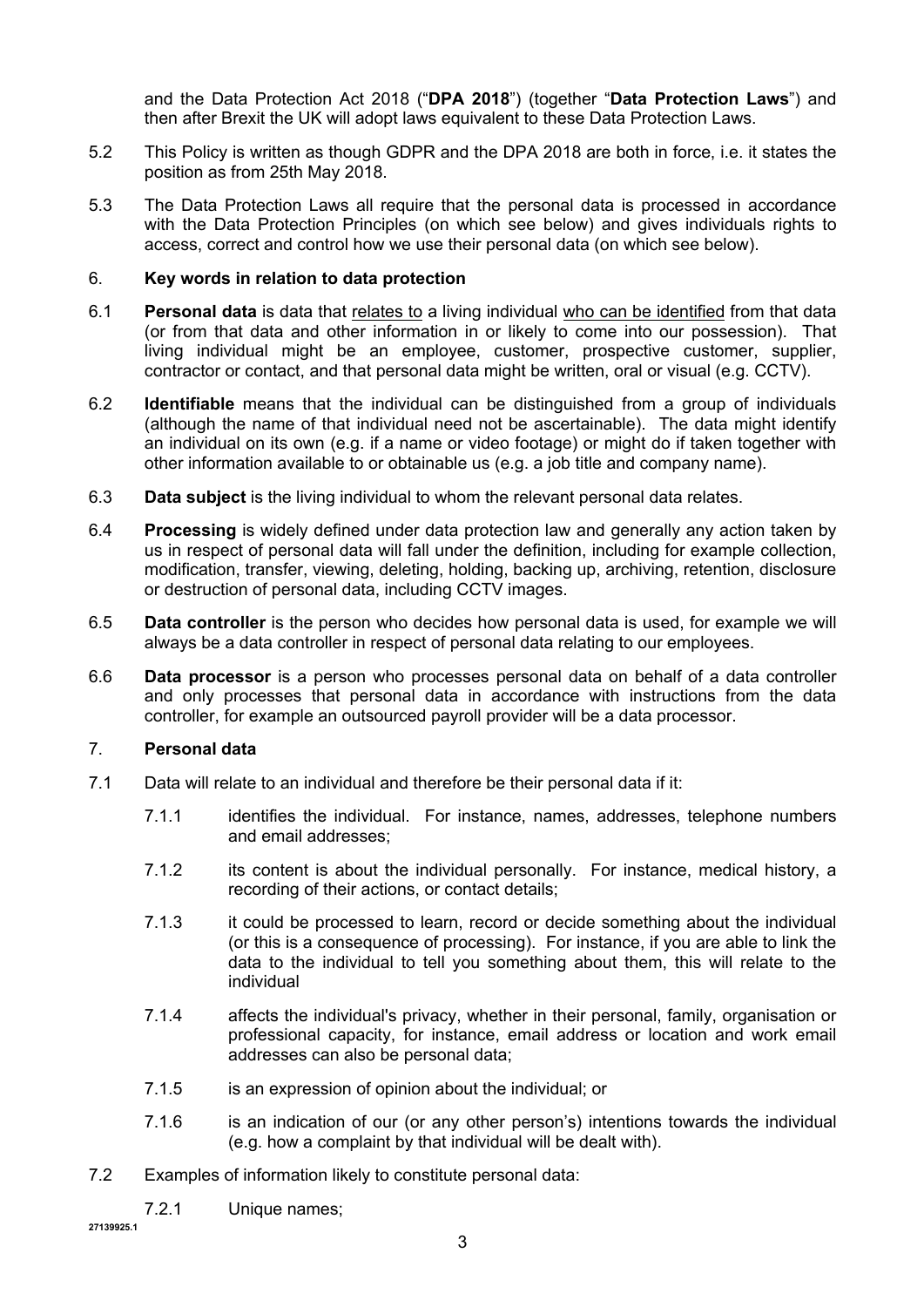and the Data Protection Act 2018 ("**DPA 2018**") (together "**Data Protection Laws**") and then after Brexit the UK will adopt laws equivalent to these Data Protection Laws.

5.2 This Policy is written as though GDPR and the DPA 2018 are both in force, i.e. it states the position as from 25th May 2018.

5.3 The Data Protection Laws all require that the personal data is processed in accordance with the Data Protection Principles (on which see below) and gives individuals rights to access, correct and control how we use their personal data (on which see below).

## 6. Key words in relation to data protection

6.1 **Personal data** is data that <u>relates to</u> a living individual <u>who can be identified</u> from that data (or from that data and other information in or likely to come into our possession). That living individual might be an employee, customer, prospective customer, supplier, contractor or contact, and that personal data might be written, oral or visual (e.g. CCTV).

6.2 **Identifiable** means that the individual can be distinguished from a group of individuals (although the name of that individual need not be ascertainable). The data might identify an individual on its own (e.g. if a name or video footage) or might do if taken together with other information available to or obtainable us (e.g. a job title and company name).

6.3 **Data subject** is the living individual to whom the relevant personal data relates.

6.4 **Processing** is widely defined under data protection law and generally any action taken by us in respect of personal data will fall under the definition, including for example collection, modification, transfer, viewing, deleting, holding, backing up, archiving, retention, disclosure or destruction of personal data, including CCTV images.

6.5 **Data controller** is the person who decides how personal data is used, for example we will always be a data controller in respect of personal data relating to our employees.

6.6 **Data processor** is a person who processes personal data on behalf of a data controller and only processes that personal data in accordance with instructions from the data controller, for example an outsourced payroll provider will be a data processor.

## 7. Personal data

7.1 Data will relate to an individual and therefore be their personal data if it:

7.1.1 identifies the individual. For instance, names, addresses, telephone numbers and email addresses;

7.1.2 its content is about the individual personally. For instance, medical history, a recording of their actions, or contact details;

7.1.3 it could be processed to learn, record or decide something about the individual (or this is a consequence of processing). For instance, if you are able to link the data to the individual to tell you something about them, this will relate to the individual

7.1.4 affects the individual's privacy, whether in their personal, family, organisation or professional capacity, for instance, email address or location and work email addresses can also be personal data;

7.1.5 is an expression of opinion about the individual; or

7.1.6 is an indication of our (or any other person's) intentions towards the individual (e.g. how a complaint by that individual will be dealt with).

7.2 Examples of information likely to constitute personal data:

7.2.1 Unique names;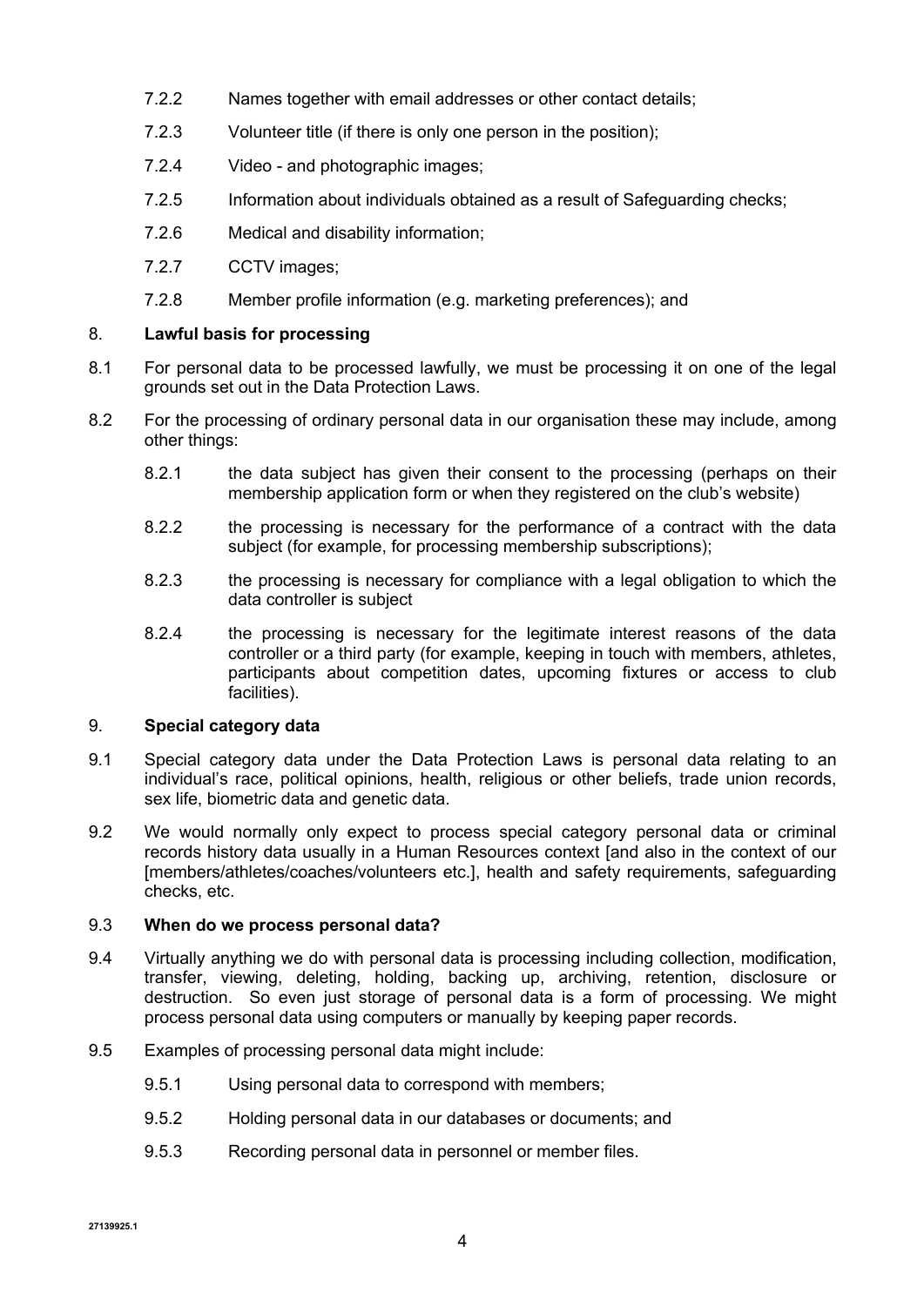7.2.2 Names together with email addresses or other contact details;

7.2.3 Volunteer title (if there is only one person in the position);

7.2.4 Video - and photographic images;

7.2.5 Information about individuals obtained as a result of Safeguarding checks;

7.2.6 Medical and disability information;

7.2.7 CCTV images;

7.2.8 Member profile information (e.g. marketing preferences); and

## 8. Lawful basis for processing

8.1 For personal data to be processed lawfully, we must be processing it on one of the legal grounds set out in the Data Protection Laws.

8.2 For the processing of ordinary personal data in our organisation these may include, among other things:

8.2.1 the data subject has given their consent to the processing (perhaps on their membership application form or when they registered on the club's website)

8.2.2 the processing is necessary for the performance of a contract with the data subject (for example, for processing membership subscriptions);

8.2.3 the processing is necessary for compliance with a legal obligation to which the data controller is subject

8.2.4 the processing is necessary for the legitimate interest reasons of the data controller or a third party (for example, keeping in touch with members, athletes, participants about competition dates, upcoming fixtures or access to club facilities).

## 9. Special category data

9.1 Special category data under the Data Protection Laws is personal data relating to an individual's race, political opinions, health, religious or other beliefs, trade union records, sex life, biometric data and genetic data.

9.2 We would normally only expect to process special category personal data or criminal records history data usually in a Human Resources context [and also in the context of our [members/athletes/coaches/volunteers etc.], health and safety requirements, safeguarding checks, etc.

### 9.3 When do we process personal data?

9.4 Virtually anything we do with personal data is processing including collection, modification, transfer, viewing, deleting, holding, backing up, archiving, retention, disclosure or destruction. So even just storage of personal data is a form of processing. We might process personal data using computers or manually by keeping paper records.

9.5 Examples of processing personal data might include:

9.5.1 Using personal data to correspond with members;

9.5.2 Holding personal data in our databases or documents; and

9.5.3 Recording personal data in personnel or member files.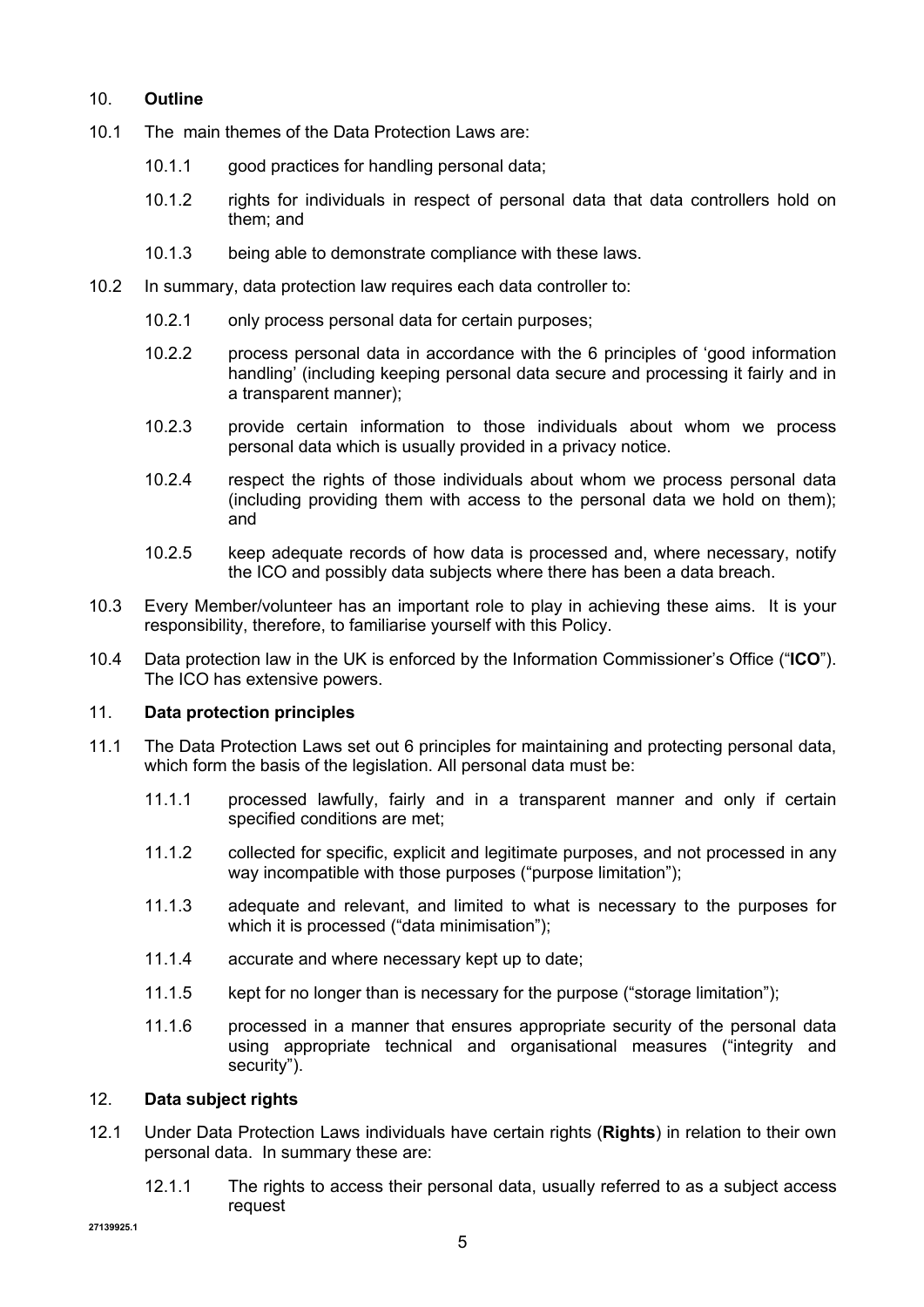## 10. **Outline**

10.1 The main themes of the Data Protection Laws are:

> 10.1.1 good practices for handling personal data;
>
> 10.1.2 rights for individuals in respect of personal data that data controllers hold on them; and
>
> 10.1.3 being able to demonstrate compliance with these laws.

10.2 In summary, data protection law requires each data controller to:

> 10.2.1 only process personal data for certain purposes;
>
> 10.2.2 process personal data in accordance with the 6 principles of 'good information handling' (including keeping personal data secure and processing it fairly and in a transparent manner);
>
> 10.2.3 provide certain information to those individuals about whom we process personal data which is usually provided in a privacy notice.
>
> 10.2.4 respect the rights of those individuals about whom we process personal data (including providing them with access to the personal data we hold on them); and
>
> 10.2.5 keep adequate records of how data is processed and, where necessary, notify the ICO and possibly data subjects where there has been a data breach.

10.3 Every Member/volunteer has an important role to play in achieving these aims. It is your responsibility, therefore, to familiarise yourself with this Policy.

10.4 Data protection law in the UK is enforced by the Information Commissioner's Office ("**ICO**"). The ICO has extensive powers.

## 11. **Data protection principles**

11.1 The Data Protection Laws set out 6 principles for maintaining and protecting personal data, which form the basis of the legislation. All personal data must be:

> 11.1.1 processed lawfully, fairly and in a transparent manner and only if certain specified conditions are met;
>
> 11.1.2 collected for specific, explicit and legitimate purposes, and not processed in any way incompatible with those purposes ("purpose limitation");
>
> 11.1.3 adequate and relevant, and limited to what is necessary to the purposes for which it is processed ("data minimisation");
>
> 11.1.4 accurate and where necessary kept up to date;
>
> 11.1.5 kept for no longer than is necessary for the purpose ("storage limitation");
>
> 11.1.6 processed in a manner that ensures appropriate security of the personal data using appropriate technical and organisational measures ("integrity and security").

## 12. **Data subject rights**

12.1 Under Data Protection Laws individuals have certain rights (**Rights**) in relation to their own personal data. In summary these are:

> 12.1.1 The rights to access their personal data, usually referred to as a subject access request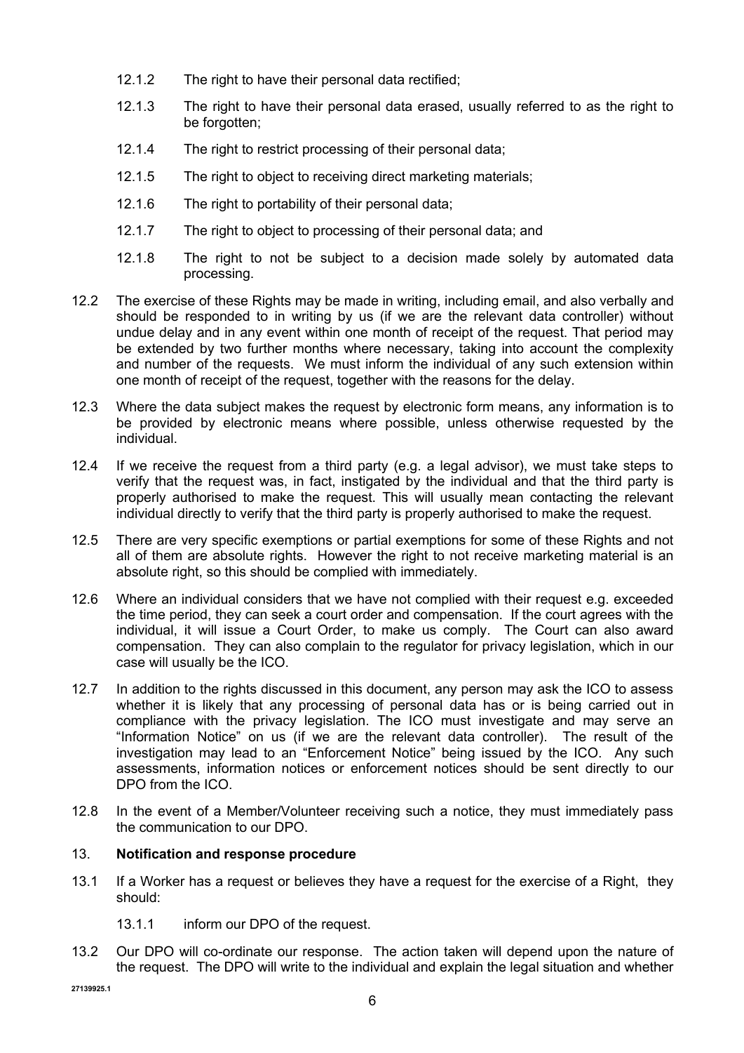12.1.2 The right to have their personal data rectified;

12.1.3 The right to have their personal data erased, usually referred to as the right to be forgotten;

12.1.4 The right to restrict processing of their personal data;

12.1.5 The right to object to receiving direct marketing materials;

12.1.6 The right to portability of their personal data;

12.1.7 The right to object to processing of their personal data; and

12.1.8 The right to not be subject to a decision made solely by automated data processing.

12.2 The exercise of these Rights may be made in writing, including email, and also verbally and should be responded to in writing by us (if we are the relevant data controller) without undue delay and in any event within one month of receipt of the request. That period may be extended by two further months where necessary, taking into account the complexity and number of the requests. We must inform the individual of any such extension within one month of receipt of the request, together with the reasons for the delay.

12.3 Where the data subject makes the request by electronic form means, any information is to be provided by electronic means where possible, unless otherwise requested by the individual.

12.4 If we receive the request from a third party (e.g. a legal advisor), we must take steps to verify that the request was, in fact, instigated by the individual and that the third party is properly authorised to make the request. This will usually mean contacting the relevant individual directly to verify that the third party is properly authorised to make the request.

12.5 There are very specific exemptions or partial exemptions for some of these Rights and not all of them are absolute rights. However the right to not receive marketing material is an absolute right, so this should be complied with immediately.

12.6 Where an individual considers that we have not complied with their request e.g. exceeded the time period, they can seek a court order and compensation. If the court agrees with the individual, it will issue a Court Order, to make us comply. The Court can also award compensation. They can also complain to the regulator for privacy legislation, which in our case will usually be the ICO.

12.7 In addition to the rights discussed in this document, any person may ask the ICO to assess whether it is likely that any processing of personal data has or is being carried out in compliance with the privacy legislation. The ICO must investigate and may serve an "Information Notice" on us (if we are the relevant data controller). The result of the investigation may lead to an "Enforcement Notice" being issued by the ICO. Any such assessments, information notices or enforcement notices should be sent directly to our DPO from the ICO.

12.8 In the event of a Member/Volunteer receiving such a notice, they must immediately pass the communication to our DPO.

## 13. **Notification and response procedure**

13.1 If a Worker has a request or believes they have a request for the exercise of a Right, they should:

13.1.1 inform our DPO of the request.

13.2 Our DPO will co-ordinate our response. The action taken will depend upon the nature of the request. The DPO will write to the individual and explain the legal situation and whether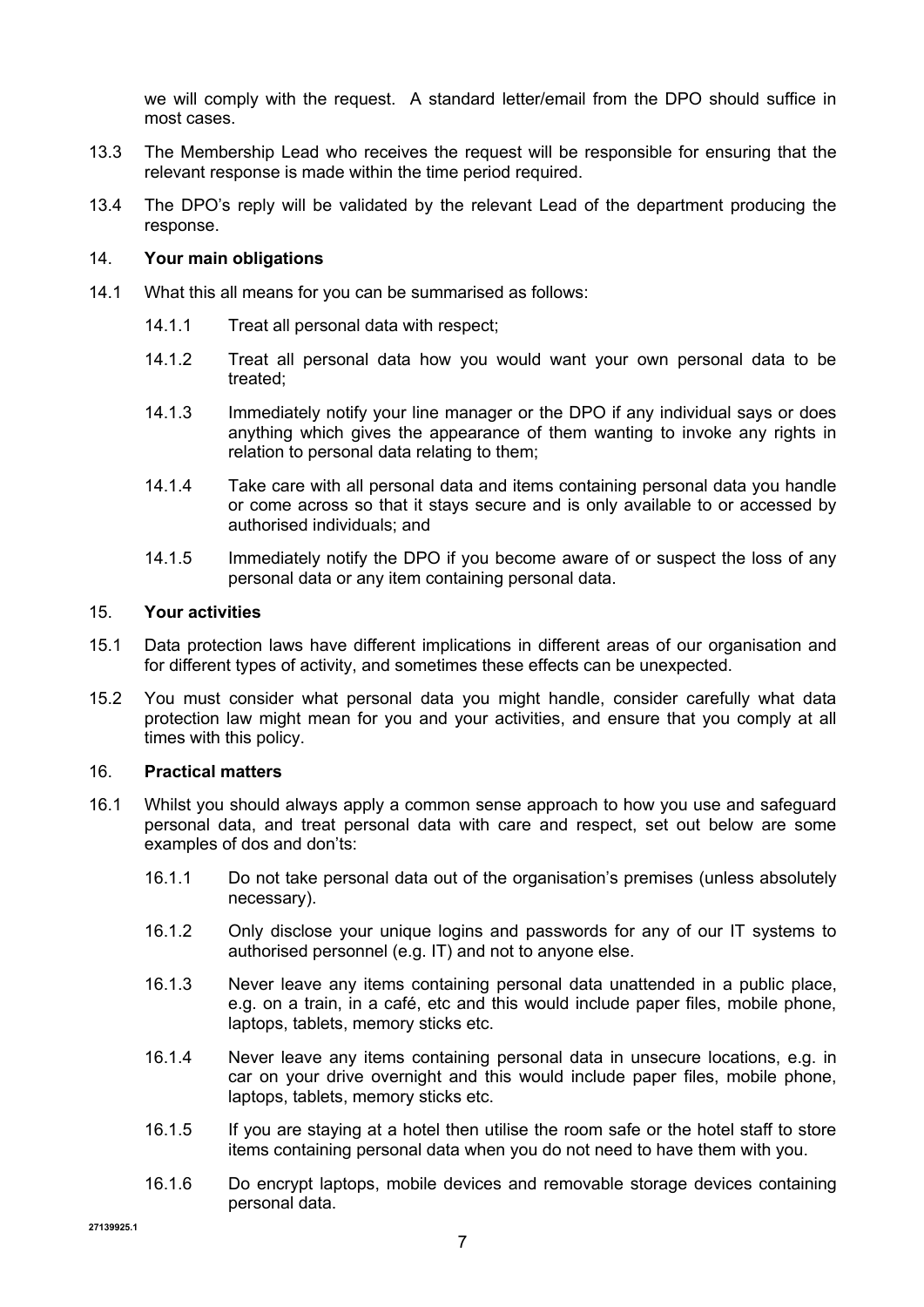we will comply with the request. A standard letter/email from the DPO should suffice in most cases.

13.3 The Membership Lead who receives the request will be responsible for ensuring that the relevant response is made within the time period required.

13.4 The DPO's reply will be validated by the relevant Lead of the department producing the response.

## 14. **Your main obligations**

14.1 What this all means for you can be summarised as follows:

14.1.1 Treat all personal data with respect;

14.1.2 Treat all personal data how you would want your own personal data to be treated;

14.1.3 Immediately notify your line manager or the DPO if any individual says or does anything which gives the appearance of them wanting to invoke any rights in relation to personal data relating to them;

14.1.4 Take care with all personal data and items containing personal data you handle or come across so that it stays secure and is only available to or accessed by authorised individuals; and

14.1.5 Immediately notify the DPO if you become aware of or suspect the loss of any personal data or any item containing personal data.

## 15. **Your activities**

15.1 Data protection laws have different implications in different areas of our organisation and for different types of activity, and sometimes these effects can be unexpected.

15.2 You must consider what personal data you might handle, consider carefully what data protection law might mean for you and your activities, and ensure that you comply at all times with this policy.

## 16. **Practical matters**

16.1 Whilst you should always apply a common sense approach to how you use and safeguard personal data, and treat personal data with care and respect, set out below are some examples of dos and don'ts:

16.1.1 Do not take personal data out of the organisation's premises (unless absolutely necessary).

16.1.2 Only disclose your unique logins and passwords for any of our IT systems to authorised personnel (e.g. IT) and not to anyone else.

16.1.3 Never leave any items containing personal data unattended in a public place, e.g. on a train, in a café, etc and this would include paper files, mobile phone, laptops, tablets, memory sticks etc.

16.1.4 Never leave any items containing personal data in unsecure locations, e.g. in car on your drive overnight and this would include paper files, mobile phone, laptops, tablets, memory sticks etc.

16.1.5 If you are staying at a hotel then utilise the room safe or the hotel staff to store items containing personal data when you do not need to have them with you.

16.1.6 Do encrypt laptops, mobile devices and removable storage devices containing personal data.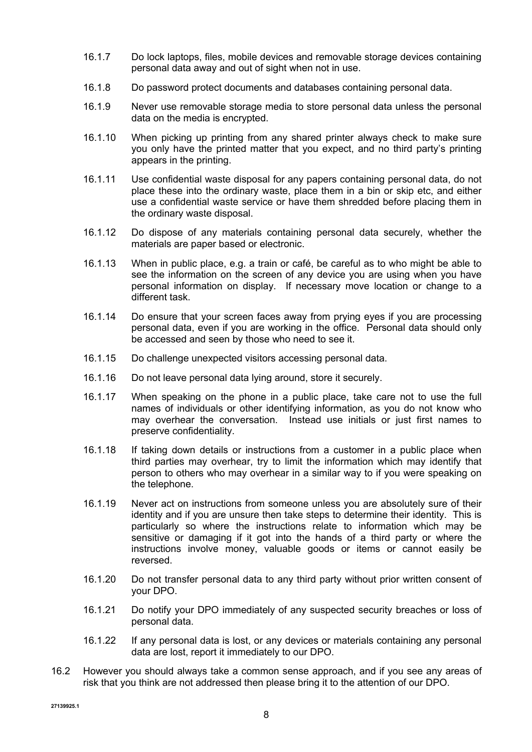16.1.7 Do lock laptops, files, mobile devices and removable storage devices containing personal data away and out of sight when not in use.

16.1.8 Do password protect documents and databases containing personal data.

16.1.9 Never use removable storage media to store personal data unless the personal data on the media is encrypted.

16.1.10 When picking up printing from any shared printer always check to make sure you only have the printed matter that you expect, and no third party's printing appears in the printing.

16.1.11 Use confidential waste disposal for any papers containing personal data, do not place these into the ordinary waste, place them in a bin or skip etc, and either use a confidential waste service or have them shredded before placing them in the ordinary waste disposal.

16.1.12 Do dispose of any materials containing personal data securely, whether the materials are paper based or electronic.

16.1.13 When in public place, e.g. a train or café, be careful as to who might be able to see the information on the screen of any device you are using when you have personal information on display. If necessary move location or change to a different task.

16.1.14 Do ensure that your screen faces away from prying eyes if you are processing personal data, even if you are working in the office. Personal data should only be accessed and seen by those who need to see it.

16.1.15 Do challenge unexpected visitors accessing personal data.

16.1.16 Do not leave personal data lying around, store it securely.

16.1.17 When speaking on the phone in a public place, take care not to use the full names of individuals or other identifying information, as you do not know who may overhear the conversation. Instead use initials or just first names to preserve confidentiality.

16.1.18 If taking down details or instructions from a customer in a public place when third parties may overhear, try to limit the information which may identify that person to others who may overhear in a similar way to if you were speaking on the telephone.

16.1.19 Never act on instructions from someone unless you are absolutely sure of their identity and if you are unsure then take steps to determine their identity. This is particularly so where the instructions relate to information which may be sensitive or damaging if it got into the hands of a third party or where the instructions involve money, valuable goods or items or cannot easily be reversed.

16.1.20 Do not transfer personal data to any third party without prior written consent of your DPO.

16.1.21 Do notify your DPO immediately of any suspected security breaches or loss of personal data.

16.1.22 If any personal data is lost, or any devices or materials containing any personal data are lost, report it immediately to our DPO.

16.2 However you should always take a common sense approach, and if you see any areas of risk that you think are not addressed then please bring it to the attention of our DPO.

27139925.1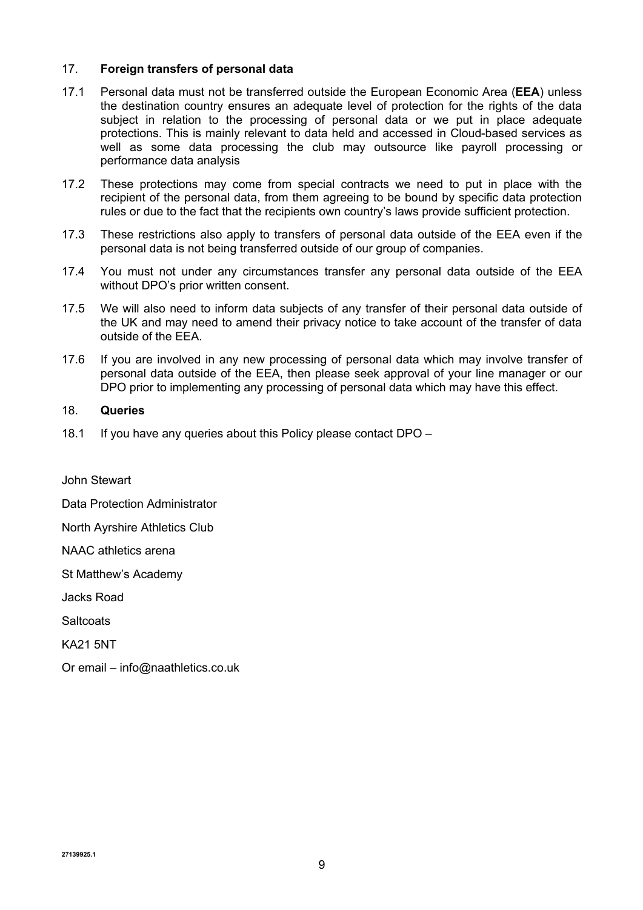## 17. **Foreign transfers of personal data**

17.1 Personal data must not be transferred outside the European Economic Area (**EEA**) unless the destination country ensures an adequate level of protection for the rights of the data subject in relation to the processing of personal data or we put in place adequate protections. This is mainly relevant to data held and accessed in Cloud-based services as well as some data processing the club may outsource like payroll processing or performance data analysis

17.2 These protections may come from special contracts we need to put in place with the recipient of the personal data, from them agreeing to be bound by specific data protection rules or due to the fact that the recipients own country's laws provide sufficient protection.

17.3 These restrictions also apply to transfers of personal data outside of the EEA even if the personal data is not being transferred outside of our group of companies.

17.4 You must not under any circumstances transfer any personal data outside of the EEA without DPO's prior written consent.

17.5 We will also need to inform data subjects of any transfer of their personal data outside of the UK and may need to amend their privacy notice to take account of the transfer of data outside of the EEA.

17.6 If you are involved in any new processing of personal data which may involve transfer of personal data outside of the EEA, then please seek approval of your line manager or our DPO prior to implementing any processing of personal data which may have this effect.

## 18. **Queries**

18.1 If you have any queries about this Policy please contact DPO –

John Stewart

Data Protection Administrator

North Ayrshire Athletics Club

NAAC athletics arena

St Matthew's Academy

Jacks Road

Saltcoats

KA21 5NT

Or email – info@naathletics.co.uk

27139925.1